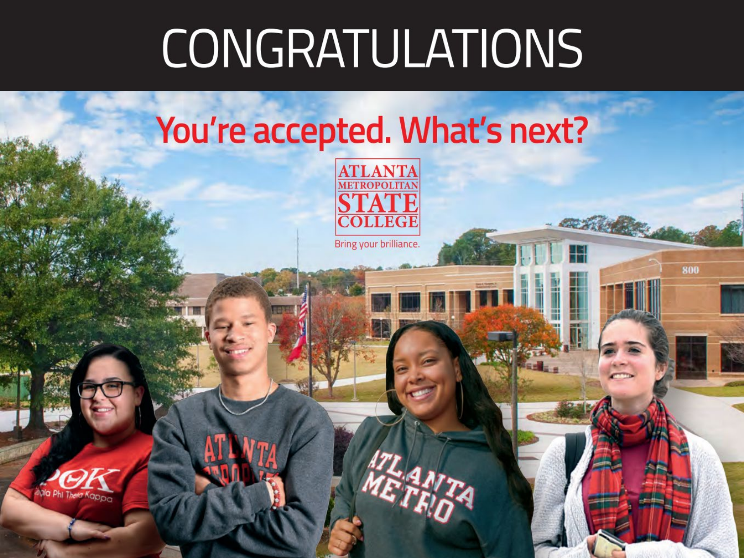# CONGRATULATIONS

## You're accepted. What's next?

ATLANTA METROPOLITAN STATE COLLEGE

Bring your brilliance.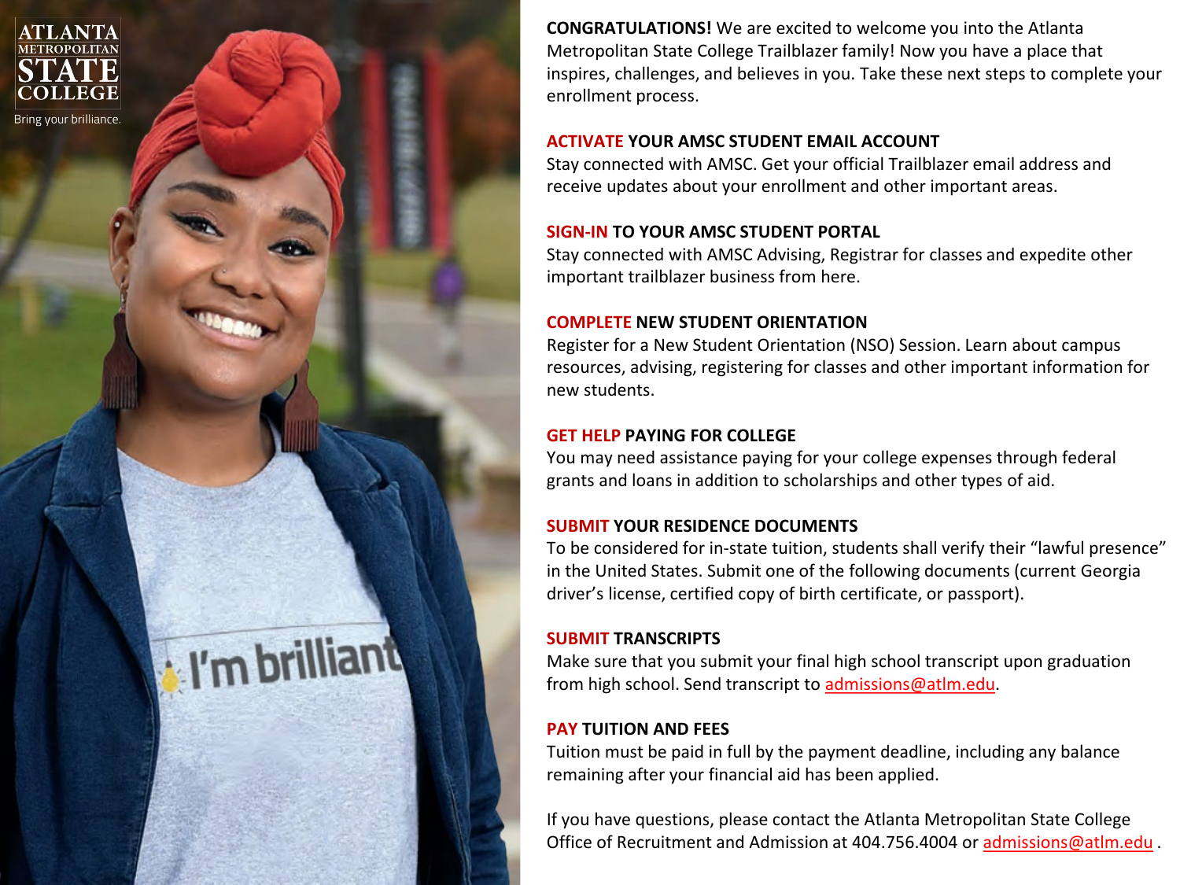ATLANTA METROPOLITAN STATE COLLEGE

Bring your brilliance.

I'm brilliant

**CONGRATULATIONS!** We are excited to welcome you into the Atlanta Metropolitan State College Trailblazer family! Now you have a place that inspires, challenges, and believes in you. Take these next steps to complete your enrollment process.

### ACTIVATE YOUR AMSC STUDENT EMAIL ACCOUNT

Stay connected with AMSC. Get your official Trailblazer email address and receive updates about your enrollment and other important areas.

### SIGN-IN TO YOUR AMSC STUDENT PORTAL

Stay connected with AMSC Advising, Registrar for classes and expedite other important trailblazer business from here.

### COMPLETE NEW STUDENT ORIENTATION

Register for a New Student Orientation (NSO) Session. Learn about campus resources, advising, registering for classes and other important information for new students.

### GET HELP PAYING FOR COLLEGE

You may need assistance paying for your college expenses through federal grants and loans in addition to scholarships and other types of aid.

### SUBMIT YOUR RESIDENCE DOCUMENTS

To be considered for in-state tuition, students shall verify their "lawful presence" in the United States. Submit one of the following documents (current Georgia driver's license, certified copy of birth certificate, or passport).

### SUBMIT TRANSCRIPTS

Make sure that you submit your final high school transcript upon graduation from high school. Send transcript to admissions@atlm.edu.

### PAY TUITION AND FEES

Tuition must be paid in full by the payment deadline, including any balance remaining after your financial aid has been applied.

If you have questions, please contact the Atlanta Metropolitan State College Office of Recruitment and Admission at 404.756.4004 or admissions@atlm.edu .